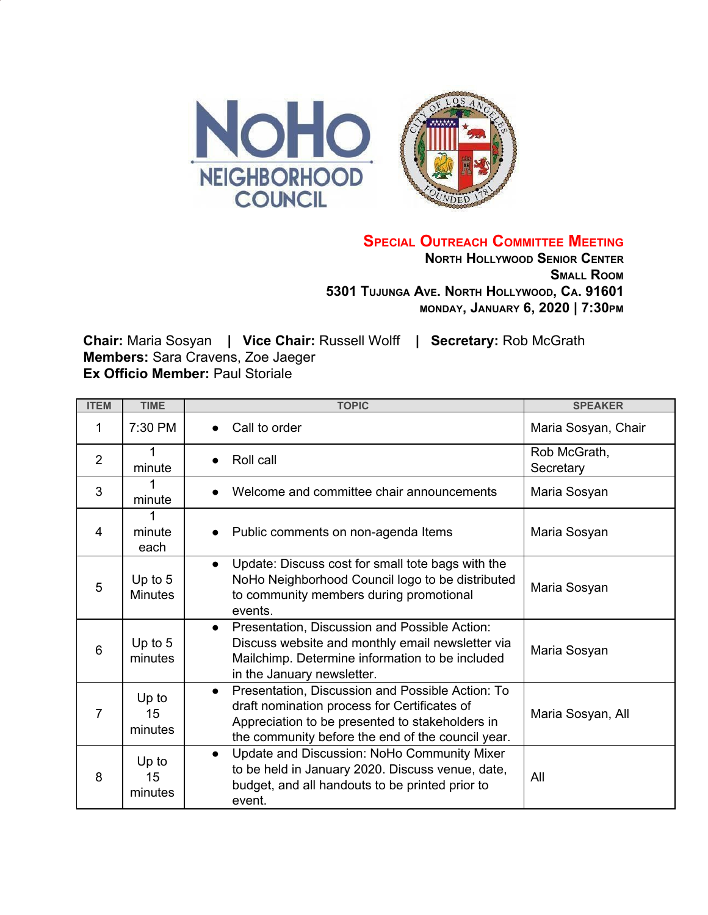# Special Outreach Committee Meeting

**North Hollywood Senior Center**
**Small Room**
**5301 Tujunga Ave. North Hollywood, Ca. 91601**
**Monday, January 6, 2020 | 7:30pm**

**Chair:** Maria Sosyan | **Vice Chair:** Russell Wolff | **Secretary:** Rob McGrath
**Members:** Sara Cravens, Zoe Jaeger
**Ex Officio Member:** Paul Storiale

| ITEM | TIME | TOPIC | SPEAKER |
| --- | --- | --- | --- |
| 1 | 7:30 PM | • Call to order | Maria Sosyan, Chair |
| 2 | 1 minute | • Roll call | Rob McGrath, Secretary |
| 3 | 1 minute | • Welcome and committee chair announcements | Maria Sosyan |
| 4 | 1 minute each | • Public comments on non-agenda Items | Maria Sosyan |
| 5 | Up to 5 Minutes | • Update: Discuss cost for small tote bags with the NoHo Neighborhood Council logo to be distributed to community members during promotional events. | Maria Sosyan |
| 6 | Up to 5 minutes | • Presentation, Discussion and Possible Action: Discuss website and monthly email newsletter via Mailchimp. Determine information to be included in the January newsletter. | Maria Sosyan |
| 7 | Up to 15 minutes | • Presentation, Discussion and Possible Action: To draft nomination process for Certificates of Appreciation to be presented to stakeholders in the community before the end of the council year. | Maria Sosyan, All |
| 8 | Up to 15 minutes | • Update and Discussion: NoHo Community Mixer to be held in January 2020. Discuss venue, date, budget, and all handouts to be printed prior to event. | All |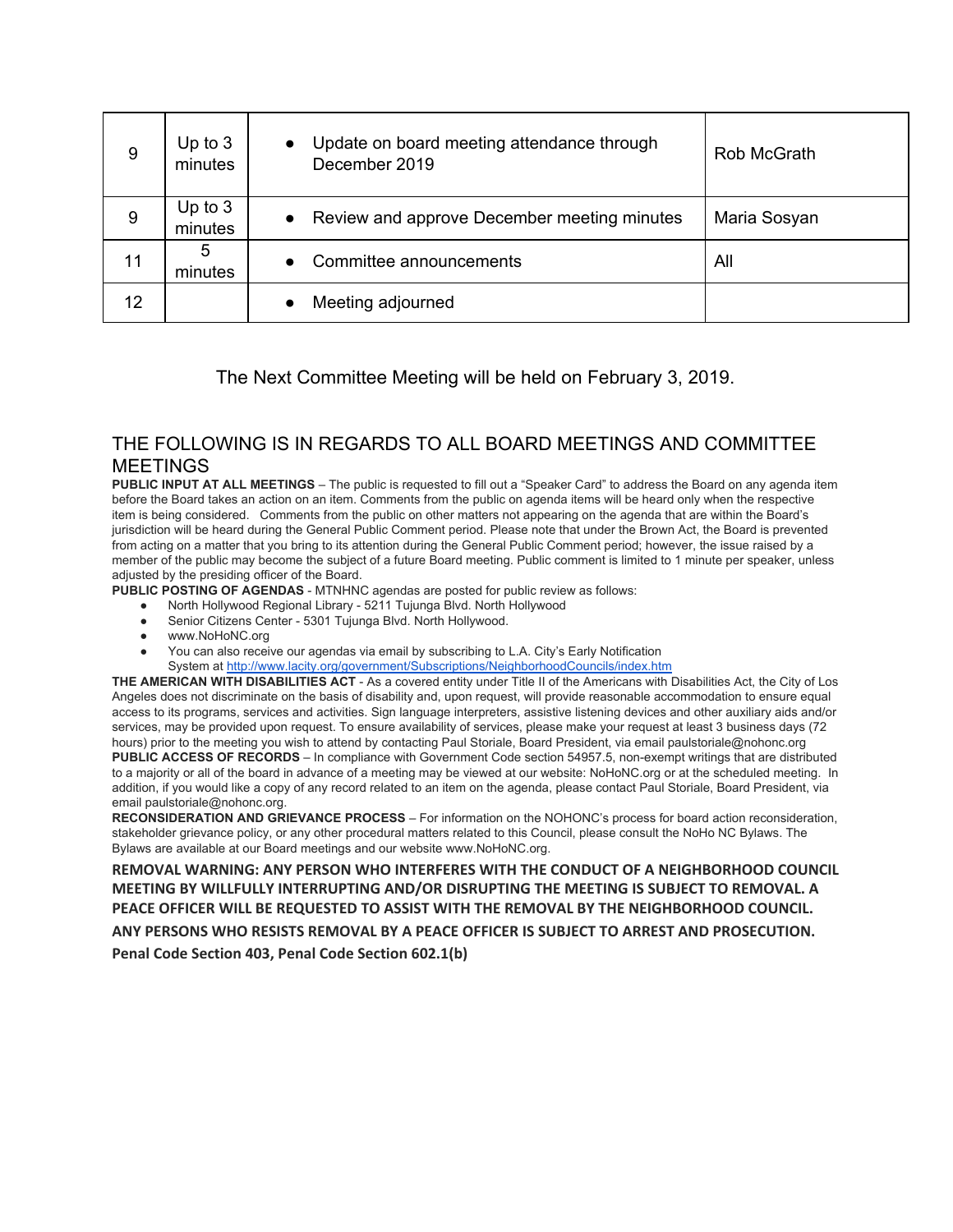| | | | |
|---|---|---|---|
| 9 | Up to 3 minutes | • Update on board meeting attendance through December 2019 | Rob McGrath |
| 9 | Up to 3 minutes | • Review and approve December meeting minutes | Maria Sosyan |
| 11 | 5 minutes | • Committee announcements | All |
| 12 | | • Meeting adjourned | |

The Next Committee Meeting will be held on February 3, 2019.

## THE FOLLOWING IS IN REGARDS TO ALL BOARD MEETINGS AND COMMITTEE MEETINGS

**PUBLIC INPUT AT ALL MEETINGS** – The public is requested to fill out a "Speaker Card" to address the Board on any agenda item before the Board takes an action on an item. Comments from the public on agenda items will be heard only when the respective item is being considered. Comments from the public on other matters not appearing on the agenda that are within the Board's jurisdiction will be heard during the General Public Comment period. Please note that under the Brown Act, the Board is prevented from acting on a matter that you bring to its attention during the General Public Comment period; however, the issue raised by a member of the public may become the subject of a future Board meeting. Public comment is limited to 1 minute per speaker, unless adjusted by the presiding officer of the Board.

**PUBLIC POSTING OF AGENDAS** - MTNHNC agendas are posted for public review as follows:

- North Hollywood Regional Library - 5211 Tujunga Blvd. North Hollywood
- Senior Citizens Center - 5301 Tujunga Blvd. North Hollywood.
- www.NoHoNC.org
- You can also receive our agendas via email by subscribing to L.A. City's Early Notification System at http://www.lacity.org/government/Subscriptions/NeighborhoodCouncils/index.htm

**THE AMERICAN WITH DISABILITIES ACT** - As a covered entity under Title II of the Americans with Disabilities Act, the City of Los Angeles does not discriminate on the basis of disability and, upon request, will provide reasonable accommodation to ensure equal access to its programs, services and activities. Sign language interpreters, assistive listening devices and other auxiliary aids and/or services, may be provided upon request. To ensure availability of services, please make your request at least 3 business days (72 hours) prior to the meeting you wish to attend by contacting Paul Storiale, Board President, via email paulstoriale@nohonc.org

**PUBLIC ACCESS OF RECORDS** – In compliance with Government Code section 54957.5, non-exempt writings that are distributed to a majority or all of the board in advance of a meeting may be viewed at our website: NoHoNC.org or at the scheduled meeting. In addition, if you would like a copy of any record related to an item on the agenda, please contact Paul Storiale, Board President, via email paulstoriale@nohonc.org.

**RECONSIDERATION AND GRIEVANCE PROCESS** – For information on the NOHONC's process for board action reconsideration, stakeholder grievance policy, or any other procedural matters related to this Council, please consult the NoHo NC Bylaws. The Bylaws are available at our Board meetings and our website www.NoHoNC.org.

**REMOVAL WARNING: ANY PERSON WHO INTERFERES WITH THE CONDUCT OF A NEIGHBORHOOD COUNCIL MEETING BY WILLFULLY INTERRUPTING AND/OR DISRUPTING THE MEETING IS SUBJECT TO REMOVAL. A PEACE OFFICER WILL BE REQUESTED TO ASSIST WITH THE REMOVAL BY THE NEIGHBORHOOD COUNCIL.**

**ANY PERSONS WHO RESISTS REMOVAL BY A PEACE OFFICER IS SUBJECT TO ARREST AND PROSECUTION.**

**Penal Code Section 403, Penal Code Section 602.1(b)**